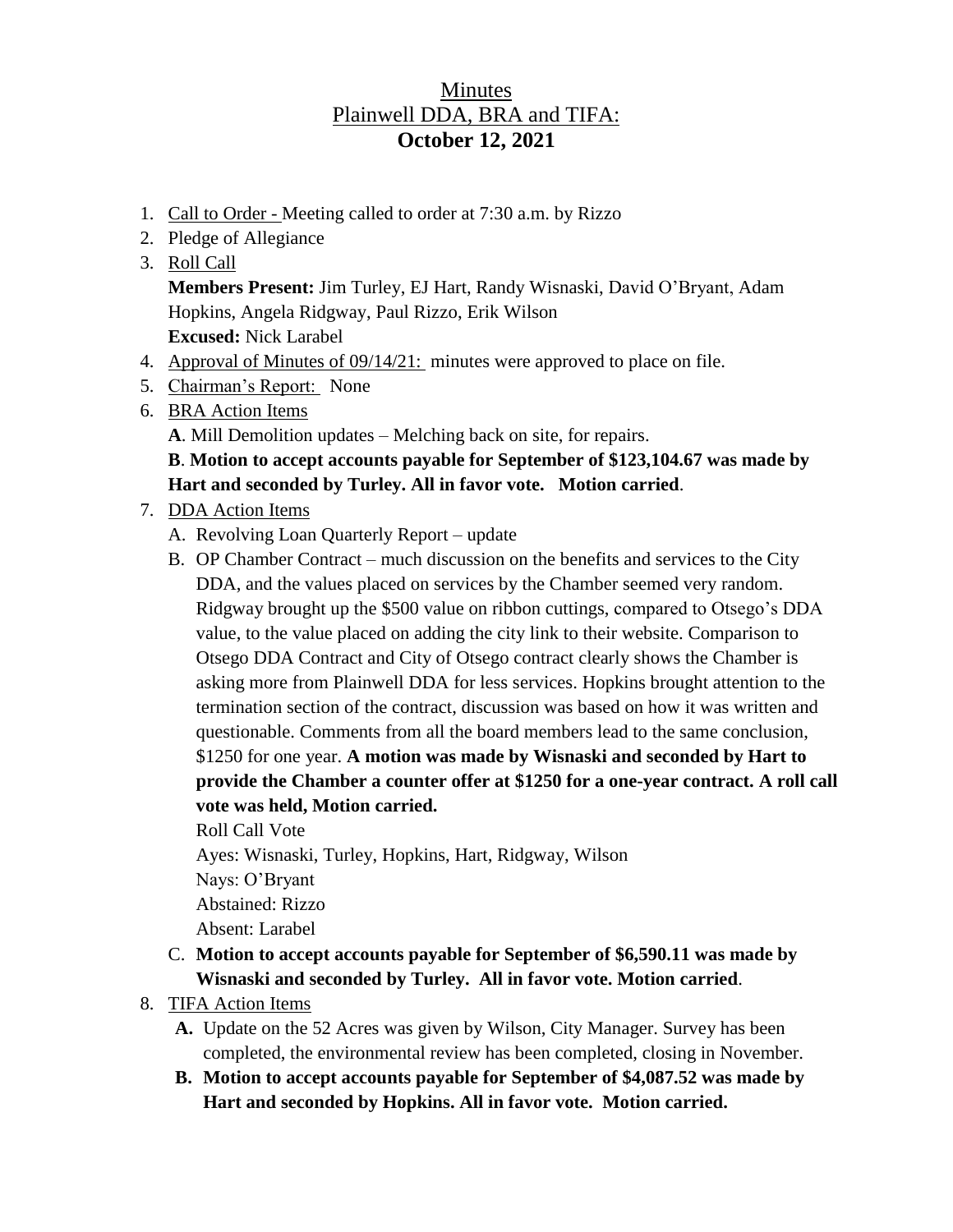# Minutes
## Plainwell DDA, BRA and TIFA:
## **October 12, 2021**

1. Call to Order - Meeting called to order at 7:30 a.m. by Rizzo
2. Pledge of Allegiance
3. Roll Call
   **Members Present:** Jim Turley, EJ Hart, Randy Wisnaski, David O'Bryant, Adam Hopkins, Angela Ridgway, Paul Rizzo, Erik Wilson
   **Excused:** Nick Larabel
4. Approval of Minutes of 09/14/21: minutes were approved to place on file.
5. Chairman's Report: None
6. BRA Action Items
   **A**. Mill Demolition updates – Melching back on site, for repairs.
   **B**. **Motion to accept accounts payable for September of $123,104.67 was made by Hart and seconded by Turley. All in favor vote. Motion carried**.
7. DDA Action Items
   A. Revolving Loan Quarterly Report – update
   B. OP Chamber Contract – much discussion on the benefits and services to the City DDA, and the values placed on services by the Chamber seemed very random. Ridgway brought up the $500 value on ribbon cuttings, compared to Otsego's DDA value, to the value placed on adding the city link to their website. Comparison to Otsego DDA Contract and City of Otsego contract clearly shows the Chamber is asking more from Plainwell DDA for less services. Hopkins brought attention to the termination section of the contract, discussion was based on how it was written and questionable. Comments from all the board members lead to the same conclusion, $1250 for one year. **A motion was made by Wisnaski and seconded by Hart to provide the Chamber a counter offer at $1250 for a one-year contract. A roll call vote was held, Motion carried.**
      Roll Call Vote
      Ayes: Wisnaski, Turley, Hopkins, Hart, Ridgway, Wilson
      Nays: O'Bryant
      Abstained: Rizzo
      Absent: Larabel
   C. **Motion to accept accounts payable for September of $6,590.11 was made by Wisnaski and seconded by Turley. All in favor vote. Motion carried**.
8. TIFA Action Items
   **A.** Update on the 52 Acres was given by Wilson, City Manager. Survey has been completed, the environmental review has been completed, closing in November.
   **B. Motion to accept accounts payable for September of $4,087.52 was made by Hart and seconded by Hopkins. All in favor vote. Motion carried.**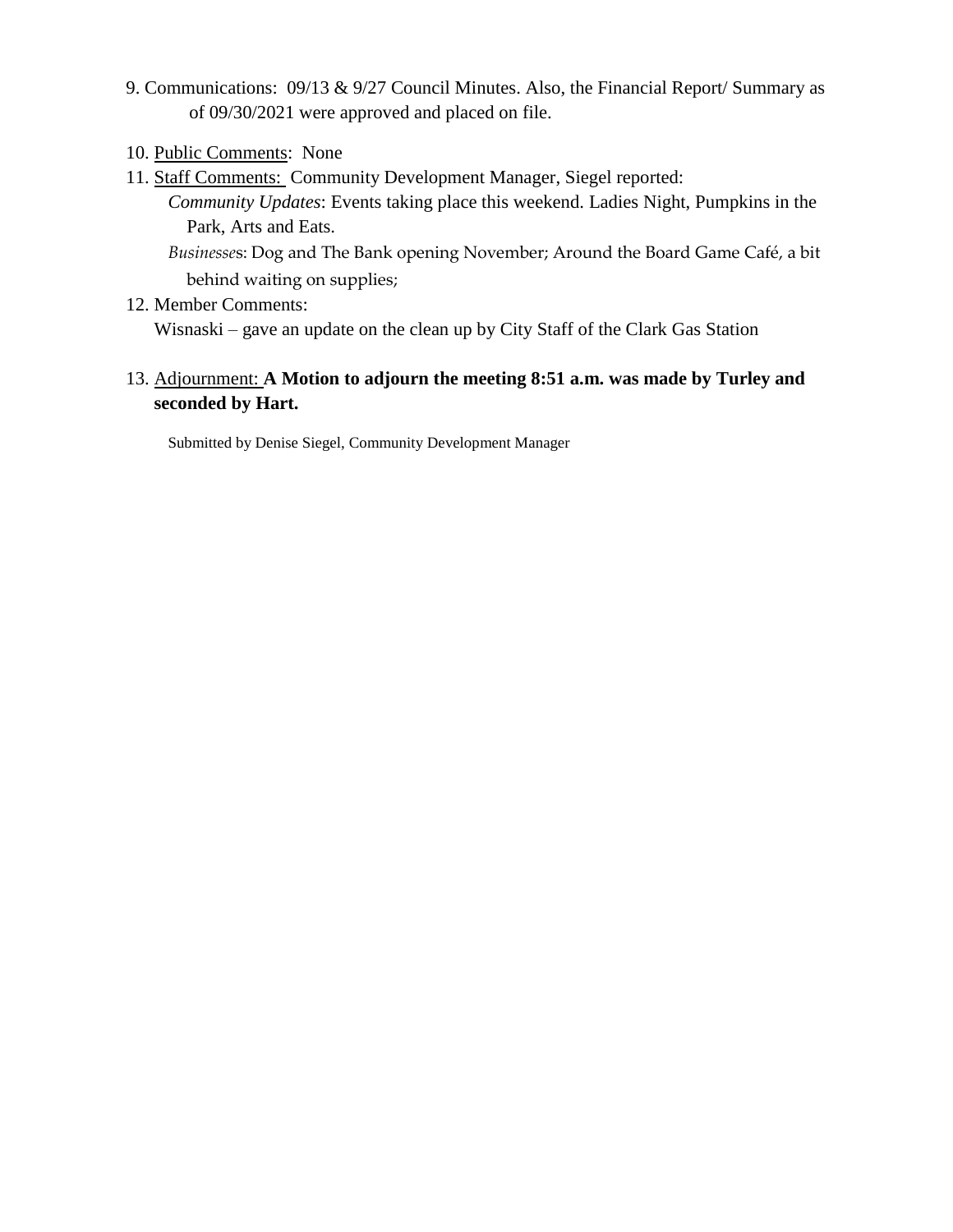9. Communications: 09/13 & 9/27 Council Minutes. Also, the Financial Report/ Summary as of 09/30/2021 were approved and placed on file.

10. Public Comments: None

11. Staff Comments: Community Development Manager, Siegel reported:

    *Community Updates*: Events taking place this weekend. Ladies Night, Pumpkins in the Park, Arts and Eats.

    *Businesse*s: Dog and The Bank opening November; Around the Board Game Café, a bit behind waiting on supplies;

12. Member Comments:

    Wisnaski – gave an update on the clean up by City Staff of the Clark Gas Station

13. Adjournment: **A Motion to adjourn the meeting 8:51 a.m. was made by Turley and seconded by Hart.**

Submitted by Denise Siegel, Community Development Manager